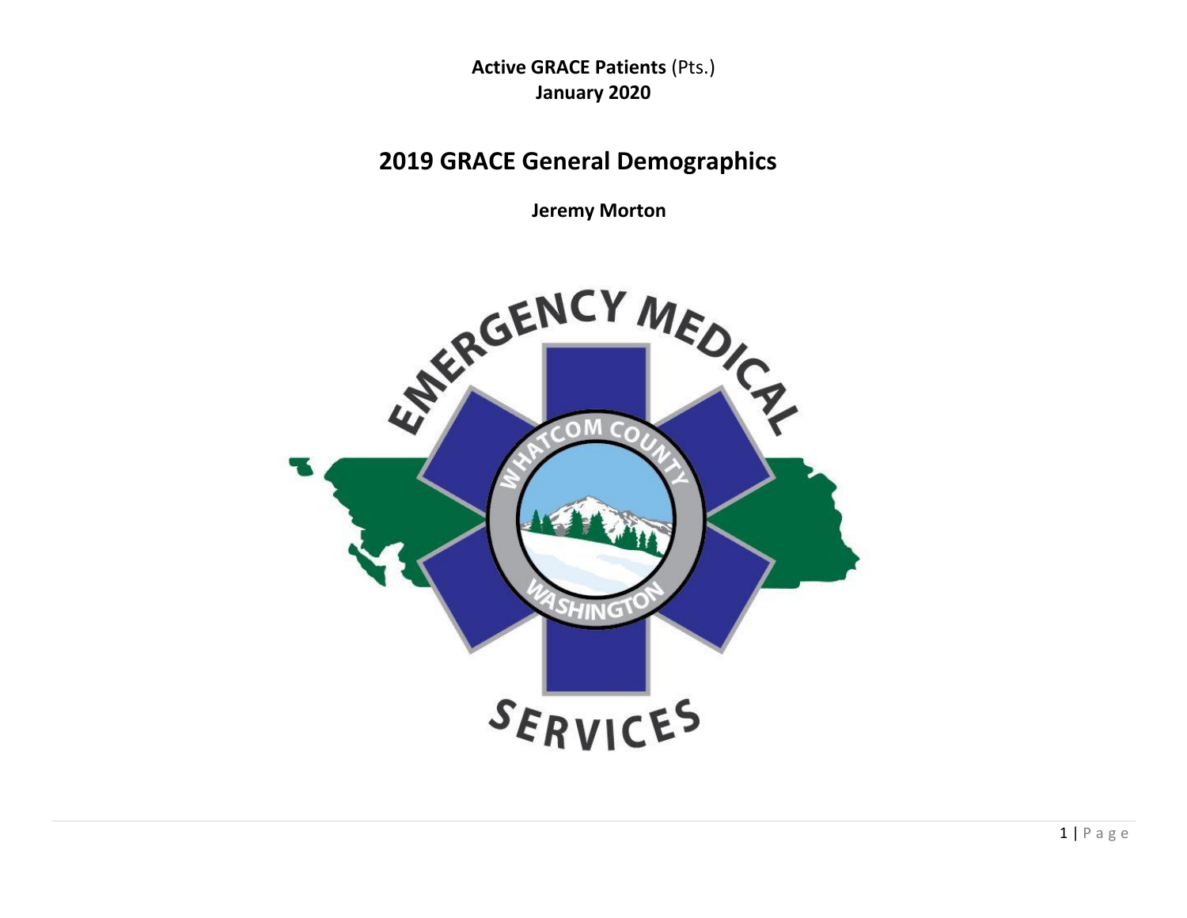**Active GRACE Patients** (Pts.)
**January 2020**

# 2019 GRACE General Demographics

**Jeremy Morton**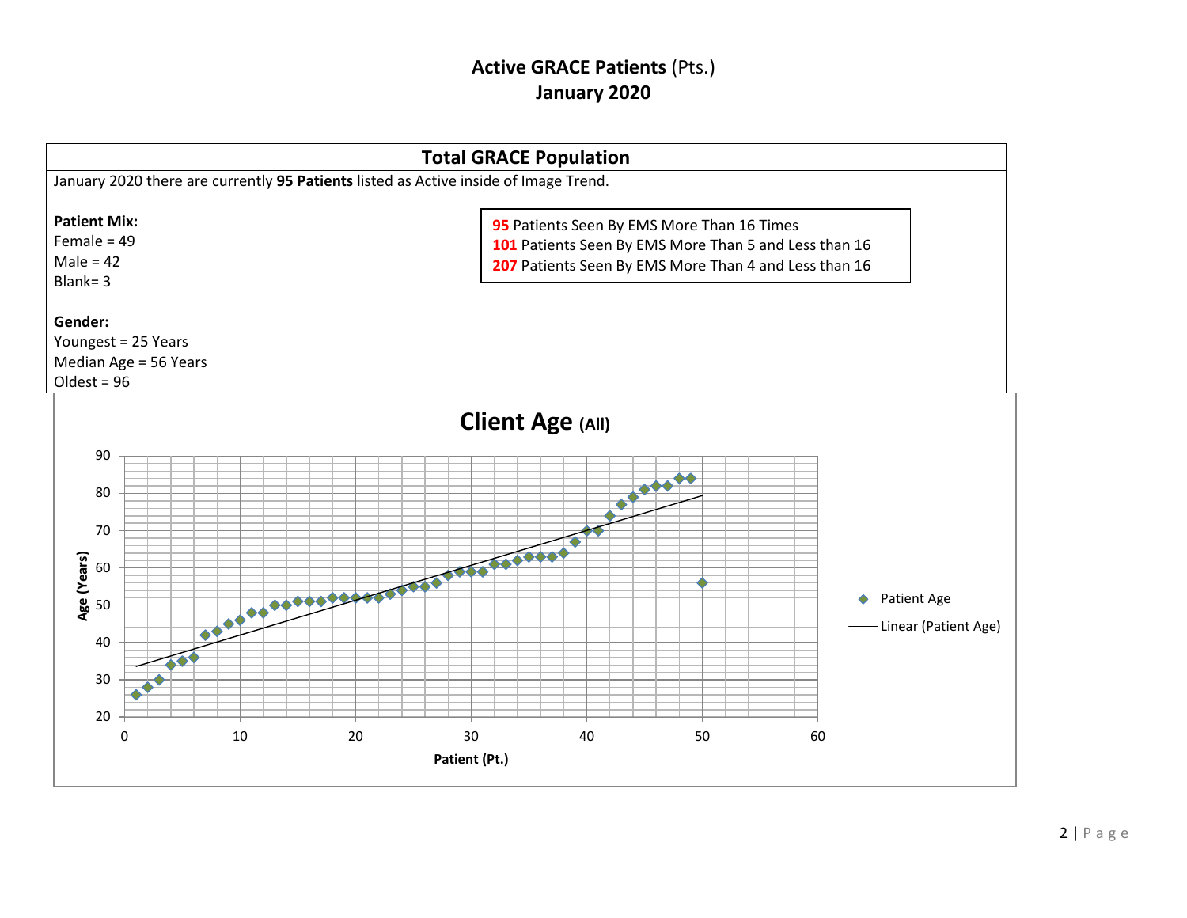# **Active GRACE Patients** (Pts.)
## **January 2020**

## Total GRACE Population

January 2020 there are currently **95 Patients** listed as Active inside of Image Trend.

**Patient Mix:**
Female = 49
Male = 42
Blank= 3

**95** Patients Seen By EMS More Than 16 Times
**101** Patients Seen By EMS More Than 5 and Less than 16
**207** Patients Seen By EMS More Than 4 and Less than 16

**Gender:**
Youngest = 25 Years
Median Age = 56 Years
Oldest = 96

**Client Age (All)**

Age (Years) vs. Patient (Pt.) — Legend: Patient Age; Linear (Patient Age)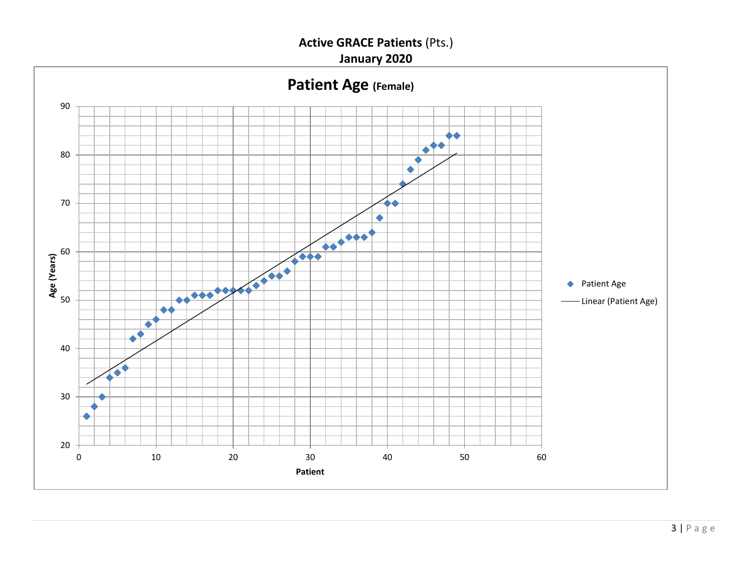**Active GRACE Patients** (Pts.)
**January 2020**

**Patient Age (Female)**

Age (Years)

Patient

Patient Age

Linear (Patient Age)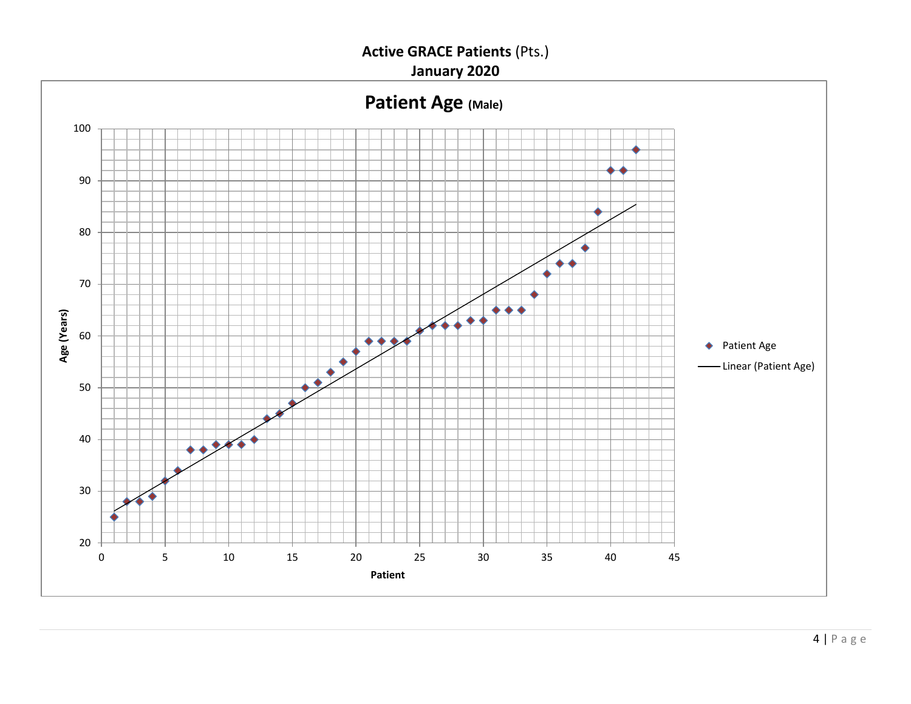**Active GRACE Patients** (Pts.)
**January 2020**

## Patient Age (Male)

Age (Years)

Patient

- Patient Age
- Linear (Patient Age)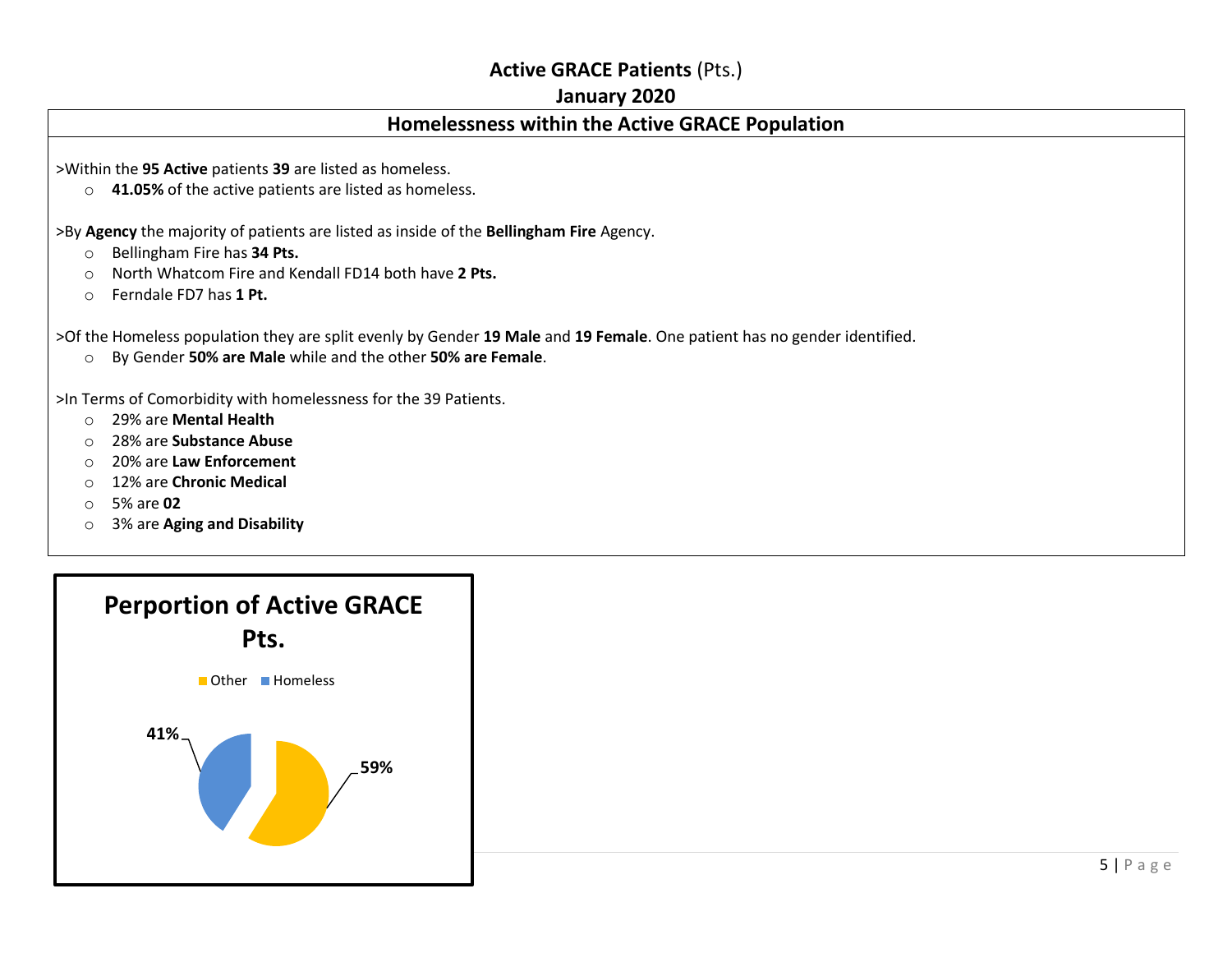# Active GRACE Patients (Pts.)

## January 2020

### Homelessness within the Active GRACE Population

>Within the **95 Active** patients **39** are listed as homeless.

- **41.05%** of the active patients are listed as homeless.

>By **Agency** the majority of patients are listed as inside of the **Bellingham Fire** Agency.

- Bellingham Fire has **34 Pts.**
- North Whatcom Fire and Kendall FD14 both have **2 Pts.**
- Ferndale FD7 has **1 Pt.**

>Of the Homeless population they are split evenly by Gender **19 Male** and **19 Female**. One patient has no gender identified.

- By Gender **50% are Male** while and the other **50% are Female**.

>In Terms of Comorbidity with homelessness for the 39 Patients.

- 29% are **Mental Health**
- 28% are **Substance Abuse**
- 20% are **Law Enforcement**
- 12% are **Chronic Medical**
- 5% are **02**
- 3% are **Aging and Disability**

**Perportion of Active GRACE Pts.**

Other | Homeless

41%

59%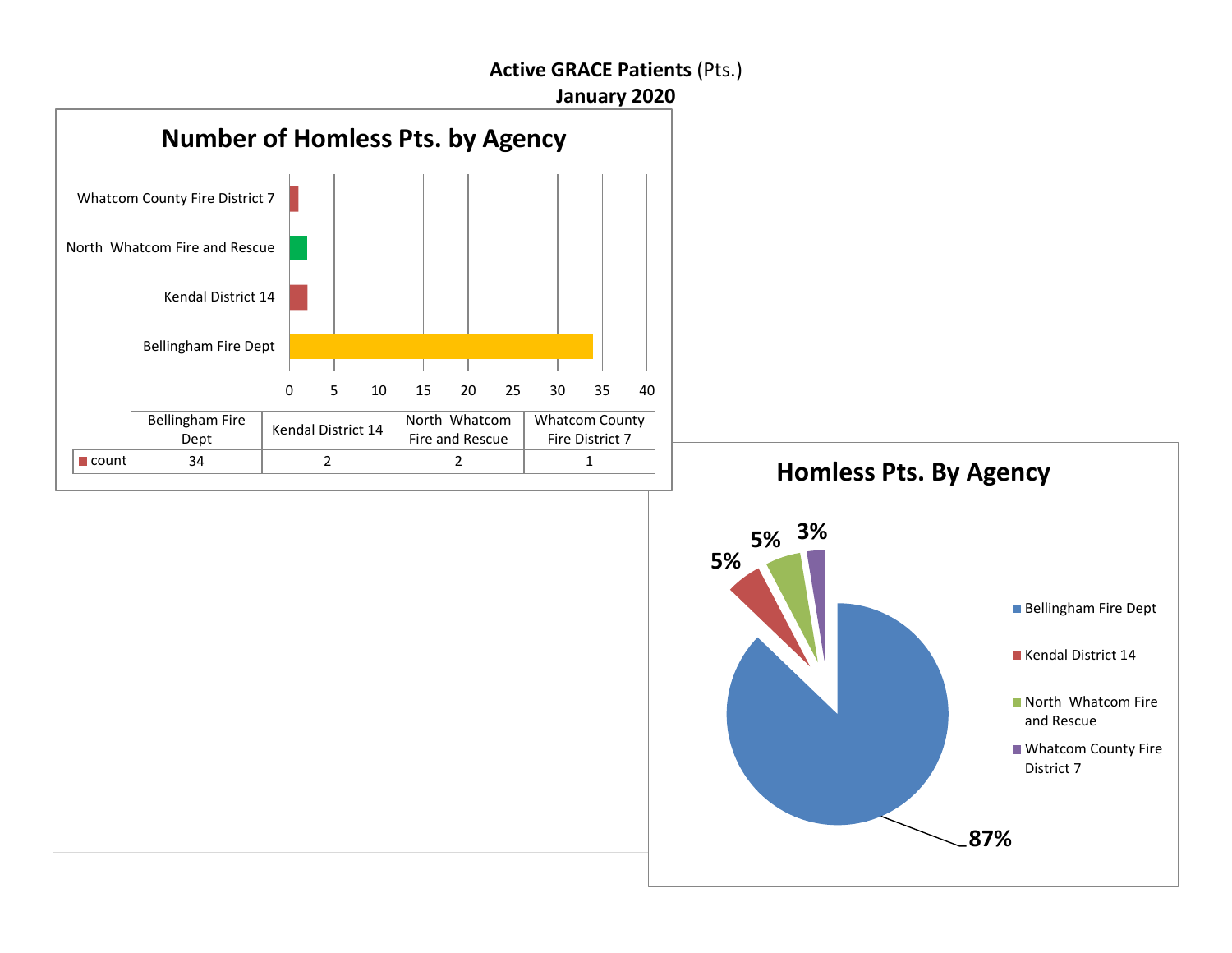**Active GRACE Patients** (Pts.)
**January 2020**

## Number of Homless Pts. by Agency

| | Bellingham Fire Dept | Kendal District 14 | North Whatcom Fire and Rescue | Whatcom County Fire District 7 |
|---|---|---|---|---|
| count | 34 | 2 | 2 | 1 |

## Homless Pts. By Agency

- Bellingham Fire Dept: 87%
- Kendal District 14: 5%
- North Whatcom Fire and Rescue: 5%
- Whatcom County Fire District 7: 3%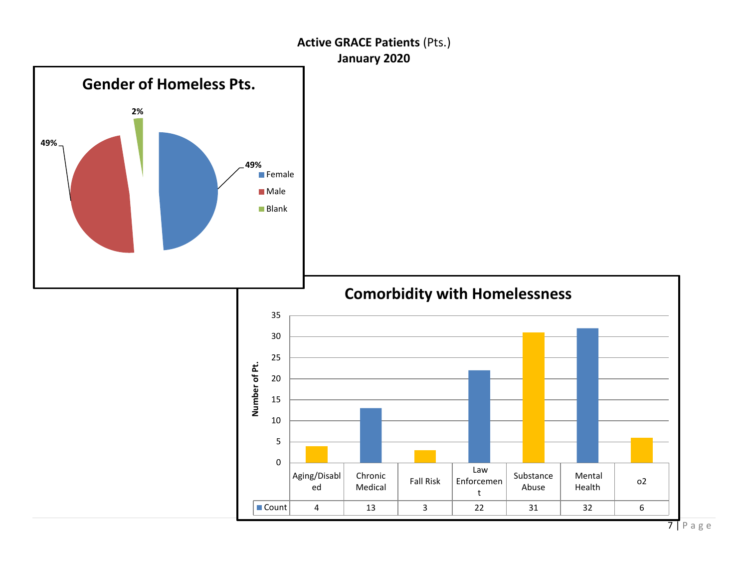**Active GRACE Patients** (Pts.)
**January 2020**

**Gender of Homeless Pts.**

2%

49%

49%

Female

Male

Blank

**Comorbidity with Homelessness**

Number of Pt.

35
30
25
20
15
10
5
0

Aging/Disabled
Chronic Medical
Fall Risk
Law Enforcement
Substance Abuse
Mental Health
o2

Count
4
13
3
22
31
32
6